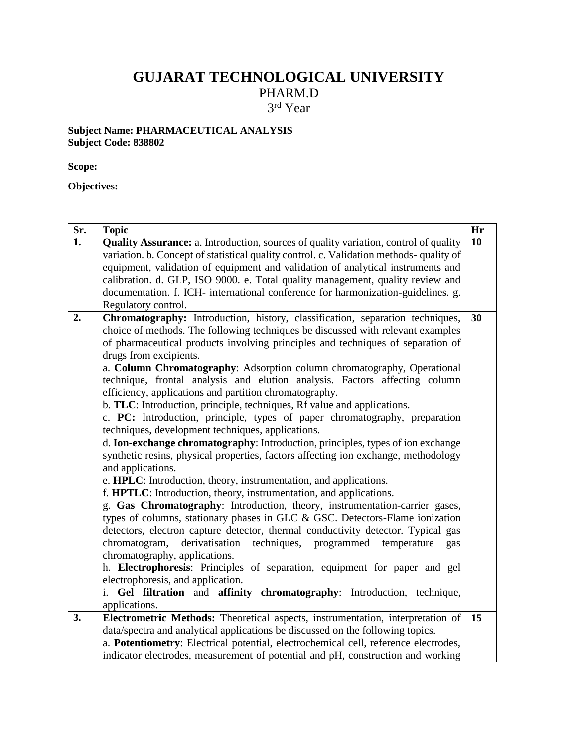# GUJARAT TECHNOLOGICAL UNIVERSITY

PHARM.D

3rd Year

**Subject Name: PHARMACEUTICAL ANALYSIS**
**Subject Code: 838802**

**Scope:**

**Objectives:**

| Sr. | Topic | Hr |
|---|---|---|
| **1.** | **Quality Assurance:** a. Introduction, sources of quality variation, control of quality variation. b. Concept of statistical quality control. c. Validation methods- quality of equipment, validation of equipment and validation of analytical instruments and calibration. d. GLP, ISO 9000. e. Total quality management, quality review and documentation. f. ICH- international conference for harmonization-guidelines. g. Regulatory control. | **10** |
| **2.** | **Chromatography:** Introduction, history, classification, separation techniques, choice of methods. The following techniques be discussed with relevant examples of pharmaceutical products involving principles and techniques of separation of drugs from excipients. <br> a. **Column Chromatography**: Adsorption column chromatography, Operational technique, frontal analysis and elution analysis. Factors affecting column efficiency, applications and partition chromatography. <br> b. **TLC**: Introduction, principle, techniques, Rf value and applications. <br> c. **PC:** Introduction, principle, types of paper chromatography, preparation techniques, development techniques, applications. <br> d. **Ion-exchange chromatography**: Introduction, principles, types of ion exchange synthetic resins, physical properties, factors affecting ion exchange, methodology and applications. <br> e. **HPLC**: Introduction, theory, instrumentation, and applications. <br> f. **HPTLC**: Introduction, theory, instrumentation, and applications. <br> g. **Gas Chromatography**: Introduction, theory, instrumentation-carrier gases, types of columns, stationary phases in GLC & GSC. Detectors-Flame ionization detectors, electron capture detector, thermal conductivity detector. Typical gas chromatogram, derivatisation techniques, programmed temperature gas chromatography, applications. <br> h. **Electrophoresis**: Principles of separation, equipment for paper and gel electrophoresis, and application. <br> i. **Gel filtration** and **affinity chromatography**: Introduction, technique, applications. | **30** |
| **3.** | **Electrometric Methods:** Theoretical aspects, instrumentation, interpretation of data/spectra and analytical applications be discussed on the following topics. <br> a. **Potentiometry**: Electrical potential, electrochemical cell, reference electrodes, indicator electrodes, measurement of potential and pH, construction and working | **15** |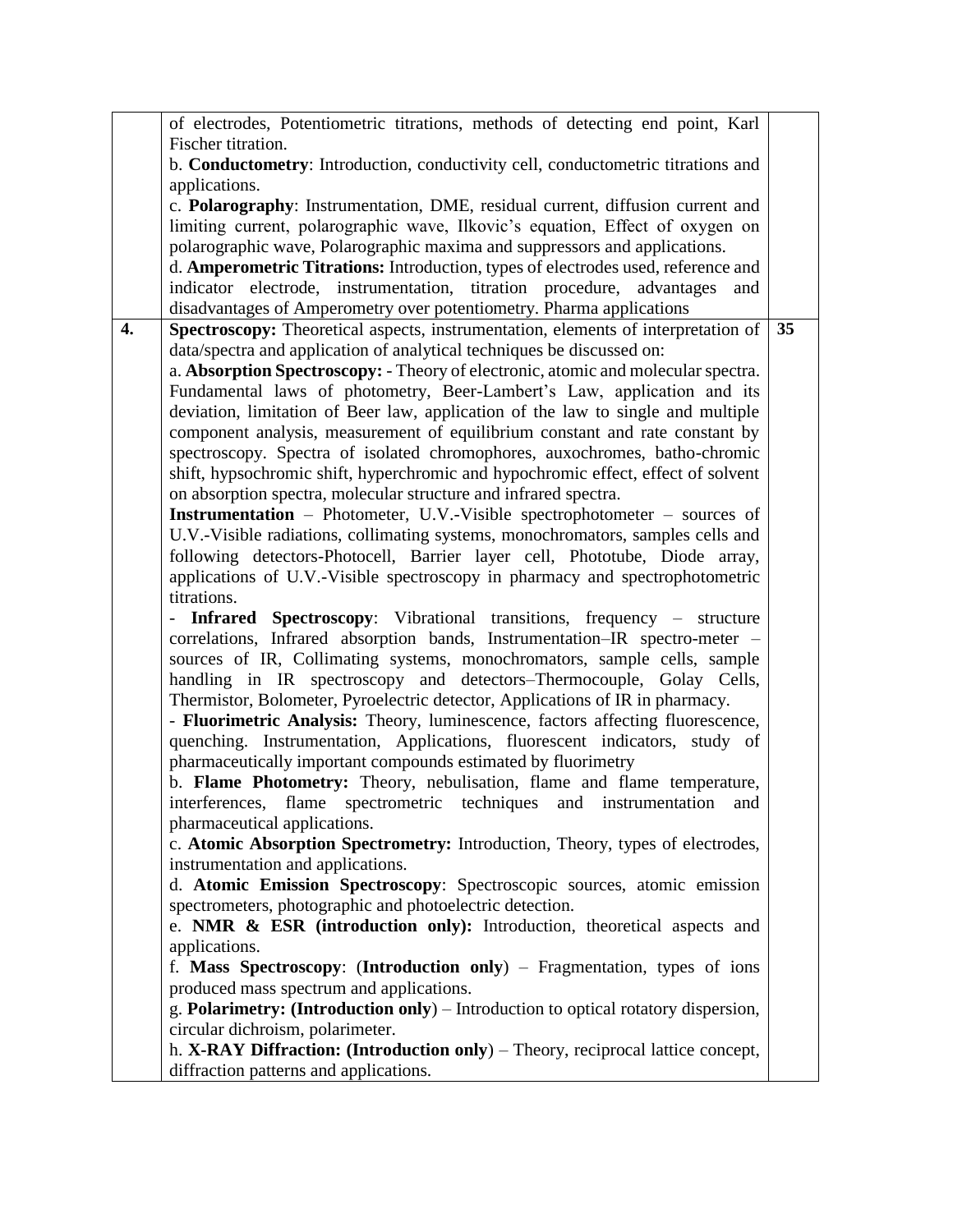| | | |
|---|---|---|
| | of electrodes, Potentiometric titrations, methods of detecting end point, Karl Fischer titration.<br>b. **Conductometry**: Introduction, conductivity cell, conductometric titrations and applications.<br>c. **Polarography**: Instrumentation, DME, residual current, diffusion current and limiting current, polarographic wave, Ilkovic's equation, Effect of oxygen on polarographic wave, Polarographic maxima and suppressors and applications.<br>d. **Amperometric Titrations:** Introduction, types of electrodes used, reference and indicator electrode, instrumentation, titration procedure, advantages and disadvantages of Amperometry over potentiometry. Pharma applications | |
| **4.** | **Spectroscopy:** Theoretical aspects, instrumentation, elements of interpretation of data/spectra and application of analytical techniques be discussed on:<br>a. **Absorption Spectroscopy:** - Theory of electronic, atomic and molecular spectra. Fundamental laws of photometry, Beer-Lambert's Law, application and its deviation, limitation of Beer law, application of the law to single and multiple component analysis, measurement of equilibrium constant and rate constant by spectroscopy. Spectra of isolated chromophores, auxochromes, batho-chromic shift, hypsochromic shift, hyperchromic and hypochromic effect, effect of solvent on absorption spectra, molecular structure and infrared spectra.<br>**Instrumentation** – Photometer, U.V.-Visible spectrophotometer – sources of U.V.-Visible radiations, collimating systems, monochromators, samples cells and following detectors-Photocell, Barrier layer cell, Phototube, Diode array, applications of U.V.-Visible spectroscopy in pharmacy and spectrophotometric titrations.<br>- **Infrared Spectroscopy**: Vibrational transitions, frequency – structure correlations, Infrared absorption bands, Instrumentation–IR spectro-meter – sources of IR, Collimating systems, monochromators, sample cells, sample handling in IR spectroscopy and detectors–Thermocouple, Golay Cells, Thermistor, Bolometer, Pyroelectric detector, Applications of IR in pharmacy.<br>- **Fluorimetric Analysis:** Theory, luminescence, factors affecting fluorescence, quenching. Instrumentation, Applications, fluorescent indicators, study of pharmaceutically important compounds estimated by fluorimetry<br>b. **Flame Photometry:** Theory, nebulisation, flame and flame temperature, interferences, flame spectrometric techniques and instrumentation and pharmaceutical applications.<br>c. **Atomic Absorption Spectrometry:** Introduction, Theory, types of electrodes, instrumentation and applications.<br>d. **Atomic Emission Spectroscopy**: Spectroscopic sources, atomic emission spectrometers, photographic and photoelectric detection.<br>e. **NMR & ESR (introduction only):** Introduction, theoretical aspects and applications.<br>f. **Mass Spectroscopy**: (**Introduction only**) – Fragmentation, types of ions produced mass spectrum and applications.<br>g. **Polarimetry: (Introduction only**) – Introduction to optical rotatory dispersion, circular dichroism, polarimeter.<br>h. **X-RAY Diffraction: (Introduction only**) – Theory, reciprocal lattice concept, diffraction patterns and applications. | **35** |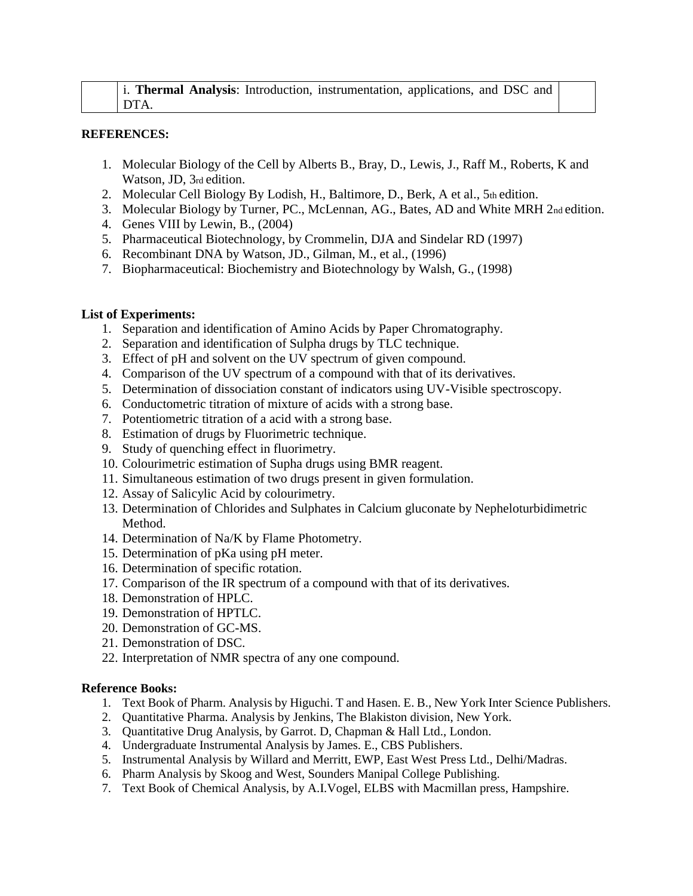|  | i. **Thermal Analysis**: Introduction, instrumentation, applications, and DSC and DTA. |  |
|---|---|---|

**REFERENCES:**

1. Molecular Biology of the Cell by Alberts B., Bray, D., Lewis, J., Raff M., Roberts, K and Watson, JD, 3rd edition.
2. Molecular Cell Biology By Lodish, H., Baltimore, D., Berk, A et al., 5th edition.
3. Molecular Biology by Turner, PC., McLennan, AG., Bates, AD and White MRH 2nd edition.
4. Genes VIII by Lewin, B., (2004)
5. Pharmaceutical Biotechnology, by Crommelin, DJA and Sindelar RD (1997)
6. Recombinant DNA by Watson, JD., Gilman, M., et al., (1996)
7. Biopharmaceutical: Biochemistry and Biotechnology by Walsh, G., (1998)

**List of Experiments:**

1. Separation and identification of Amino Acids by Paper Chromatography.
2. Separation and identification of Sulpha drugs by TLC technique.
3. Effect of pH and solvent on the UV spectrum of given compound.
4. Comparison of the UV spectrum of a compound with that of its derivatives.
5. Determination of dissociation constant of indicators using UV-Visible spectroscopy.
6. Conductometric titration of mixture of acids with a strong base.
7. Potentiometric titration of a acid with a strong base.
8. Estimation of drugs by Fluorimetric technique.
9. Study of quenching effect in fluorimetry.
10. Colourimetric estimation of Supha drugs using BMR reagent.
11. Simultaneous estimation of two drugs present in given formulation.
12. Assay of Salicylic Acid by colourimetry.
13. Determination of Chlorides and Sulphates in Calcium gluconate by Nepheloturbidimetric Method.
14. Determination of Na/K by Flame Photometry.
15. Determination of pKa using pH meter.
16. Determination of specific rotation.
17. Comparison of the IR spectrum of a compound with that of its derivatives.
18. Demonstration of HPLC.
19. Demonstration of HPTLC.
20. Demonstration of GC-MS.
21. Demonstration of DSC.
22. Interpretation of NMR spectra of any one compound.

**Reference Books:**

1. Text Book of Pharm. Analysis by Higuchi. T and Hasen. E. B., New York Inter Science Publishers.
2. Quantitative Pharma. Analysis by Jenkins, The Blakiston division, New York.
3. Quantitative Drug Analysis, by Garrot. D, Chapman & Hall Ltd., London.
4. Undergraduate Instrumental Analysis by James. E., CBS Publishers.
5. Instrumental Analysis by Willard and Merritt, EWP, East West Press Ltd., Delhi/Madras.
6. Pharm Analysis by Skoog and West, Sounders Manipal College Publishing.
7. Text Book of Chemical Analysis, by A.I.Vogel, ELBS with Macmillan press, Hampshire.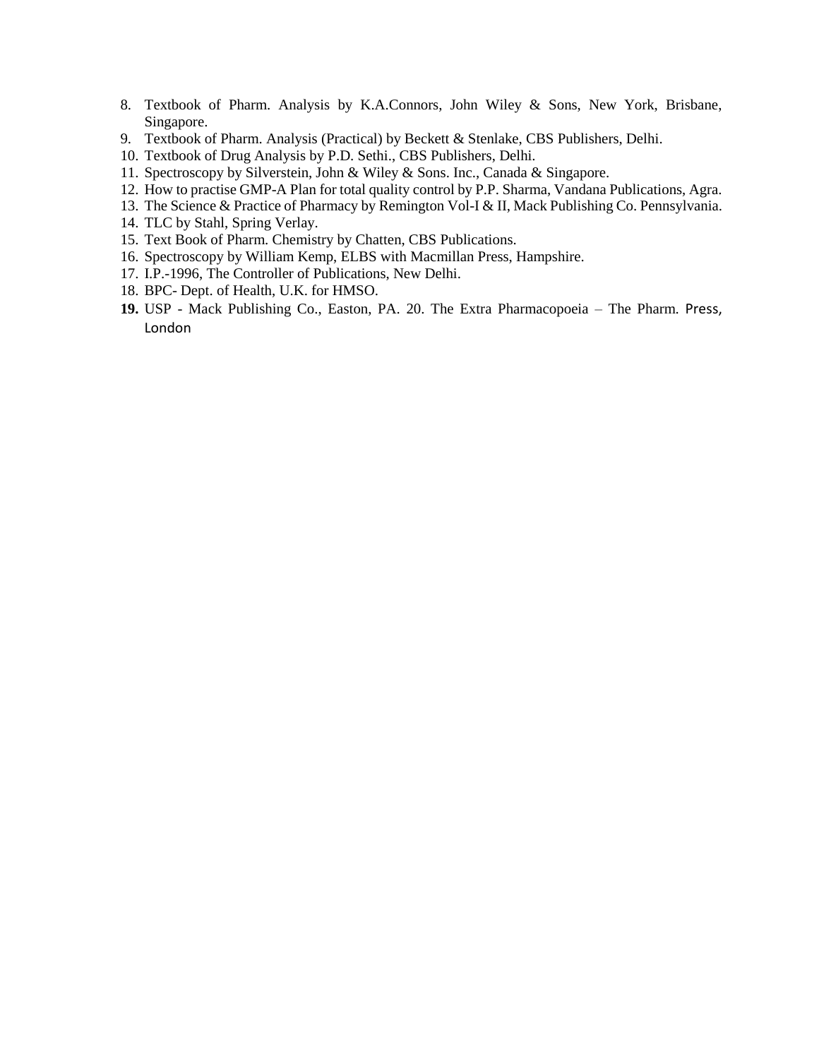8. Textbook of Pharm. Analysis by K.A.Connors, John Wiley & Sons, New York, Brisbane, Singapore.
9. Textbook of Pharm. Analysis (Practical) by Beckett & Stenlake, CBS Publishers, Delhi.
10. Textbook of Drug Analysis by P.D. Sethi., CBS Publishers, Delhi.
11. Spectroscopy by Silverstein, John & Wiley & Sons. Inc., Canada & Singapore.
12. How to practise GMP-A Plan for total quality control by P.P. Sharma, Vandana Publications, Agra.
13. The Science & Practice of Pharmacy by Remington Vol-I & II, Mack Publishing Co. Pennsylvania.
14. TLC by Stahl, Spring Verlay.
15. Text Book of Pharm. Chemistry by Chatten, CBS Publications.
16. Spectroscopy by William Kemp, ELBS with Macmillan Press, Hampshire.
17. I.P.-1996, The Controller of Publications, New Delhi.
18. BPC- Dept. of Health, U.K. for HMSO.
19. USP - Mack Publishing Co., Easton, PA. 20. The Extra Pharmacopoeia – The Pharm. Press, London